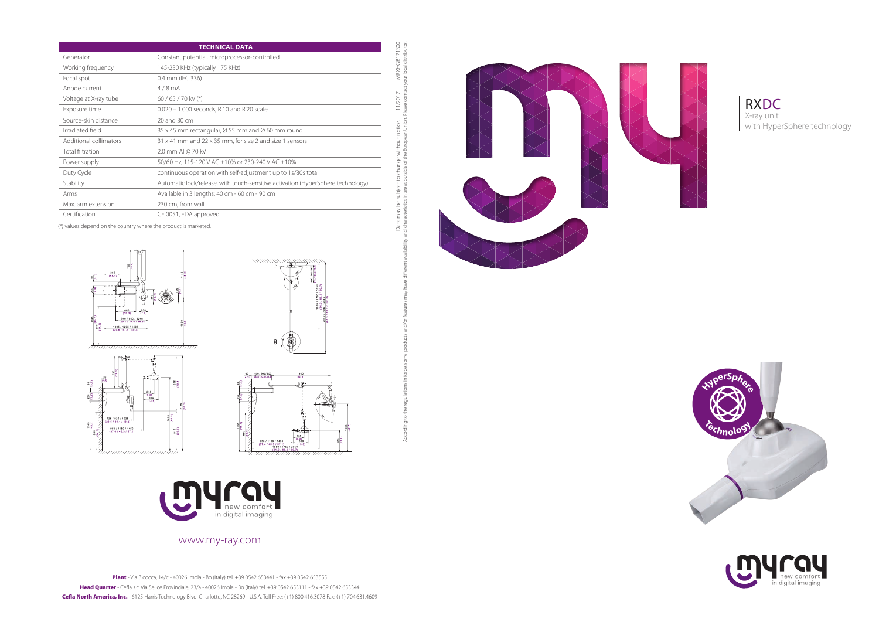# RXDC

X-ray unit
with HyperSphere technology

| TECHNICAL DATA | |
|---|---|
| Generator | Constant potential, microprocessor-controlled |
| Working frequency | 145-230 KHz (typically 175 KHz) |
| Focal spot | 0.4 mm (IEC 336) |
| Anode current | 4 / 8 mA |
| Voltage at X-ray tube | 60 / 65 / 70 kV (*) |
| Exposure time | 0.020 – 1.000 seconds, R'10 and R'20 scale |
| Source-skin distance | 20 and 30 cm |
| Irradiated field | 35 x 45 mm rectangular, Ø 55 mm and Ø 60 mm round |
| Additional collimators | 31 x 41 mm and 22 x 35 mm, for size 2 and size 1 sensors |
| Total filtration | 2.0 mm Al @ 70 kV |
| Power supply | 50/60 Hz, 115-120 V AC ±10% or 230-240 V AC ±10% |
| Duty Cycle | continuous operation with self-adjustment up to 1s/80s total |
| Stability | Automatic lock/release, with touch-sensitive activation (HyperSphere technology) |
| Arms | Available in 3 lengths: 40 cm - 60 cm - 90 cm |
| Max. arm extension | 230 cm, from wall |
| Certification | CE 0051, FDA approved |

(*) values depend on the country where the product is marketed.

Data may be subject to change without notice. 11/2017 MRXHGB171S00
According to the regulations in force, some products and/or features may have different availability and characteristics in areas outside of the European Union. Please contact your local distributor.

myray new comfort in digital imaging

www.my-ray.com

**Plant** - Via Bicocca, 14/c - 40026 Imola - Bo (Italy) tel. +39 0542 653441 - fax +39 0542 653555

**Head Quarter** - Cefla s.c. Via Selice Provinciale, 23/a - 40026 Imola - Bo (Italy) tel. +39 0542 653111 - fax +39 0542 653344

**Cefla North America, Inc.** - 6125 Harris Technology Blvd. Charlotte, NC 28269 - U.S.A. Toll Free: (+1) 800.416.3078 Fax: (+1) 704.631.4609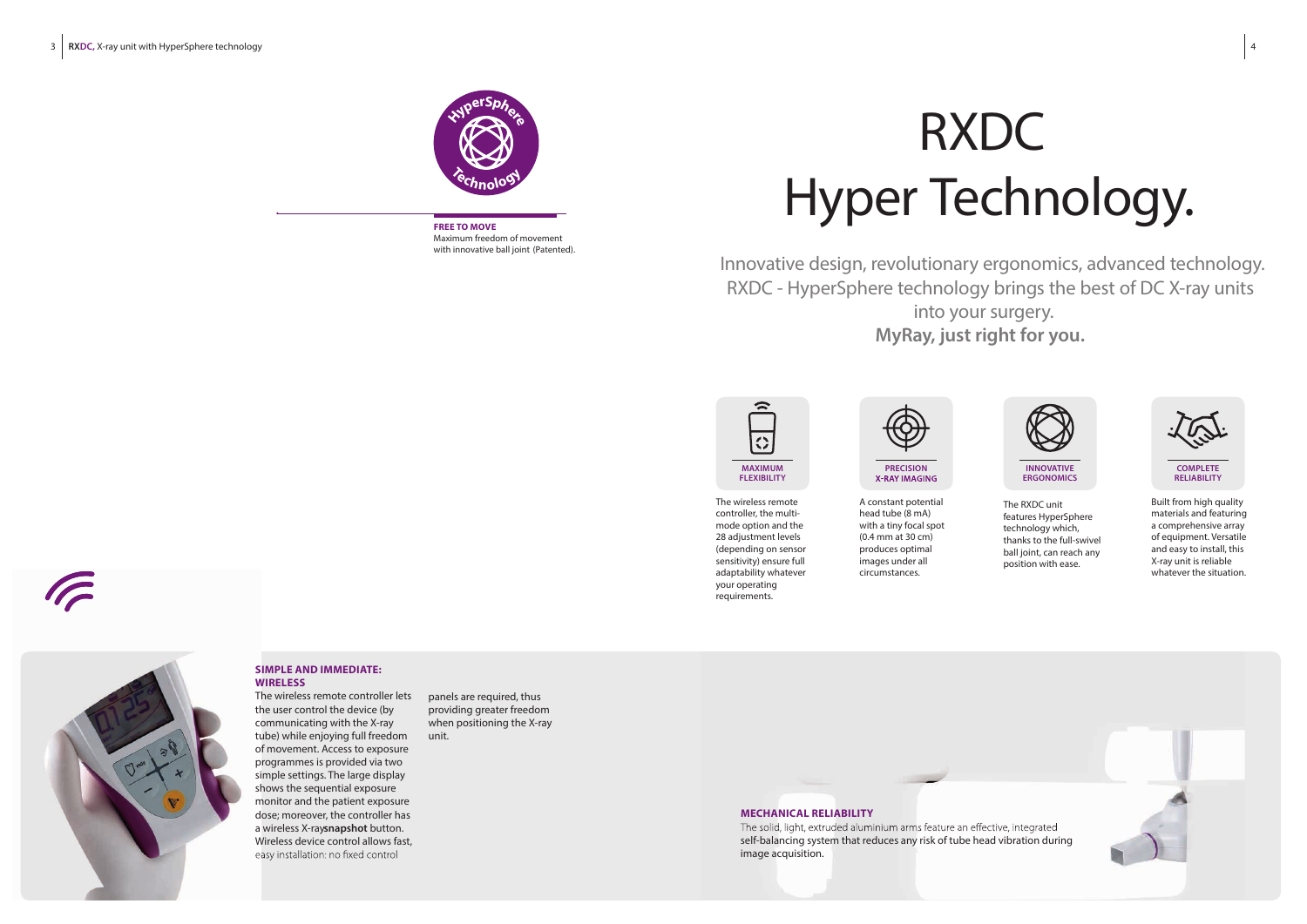**FREE TO MOVE**
Maximum freedom of movement with innovative ball joint (Patented).

# RXDC
# Hyper Technology.

Innovative design, revolutionary ergonomics, advanced technology. RXDC - HyperSphere technology brings the best of DC X-ray units into your surgery.
**MyRay, just right for you.**

**MAXIMUM FLEXIBILITY**

The wireless remote controller, the multi-mode option and the 28 adjustment levels (depending on sensor sensitivity) ensure full adaptability whatever your operating requirements.

**PRECISION X-RAY IMAGING**

A constant potential head tube (8 mA) with a tiny focal spot (0.4 mm at 30 cm) produces optimal images under all circumstances.

**INNOVATIVE ERGONOMICS**

The RXDC unit features HyperSphere technology which, thanks to the full-swivel ball joint, can reach any position with ease.

**COMPLETE RELIABILITY**

Built from high quality materials and featuring a comprehensive array of equipment. Versatile and easy to install, this X-ray unit is reliable whatever the situation.

**SIMPLE AND IMMEDIATE: WIRELESS**

The wireless remote controller lets the user control the device (by communicating with the X-ray tube) while enjoying full freedom of movement. Access to exposure programmes is provided via two simple settings. The large display shows the sequential exposure monitor and the patient exposure dose; moreover, the controller has a wireless X-ray**snapshot** button. Wireless device control allows fast, easy installation: no fixed control panels are required, thus providing greater freedom when positioning the X-ray unit.

**MECHANICAL RELIABILITY**

The solid, light, extruded aluminium arms feature an effective, integrated self-balancing system that reduces any risk of tube head vibration during image acquisition.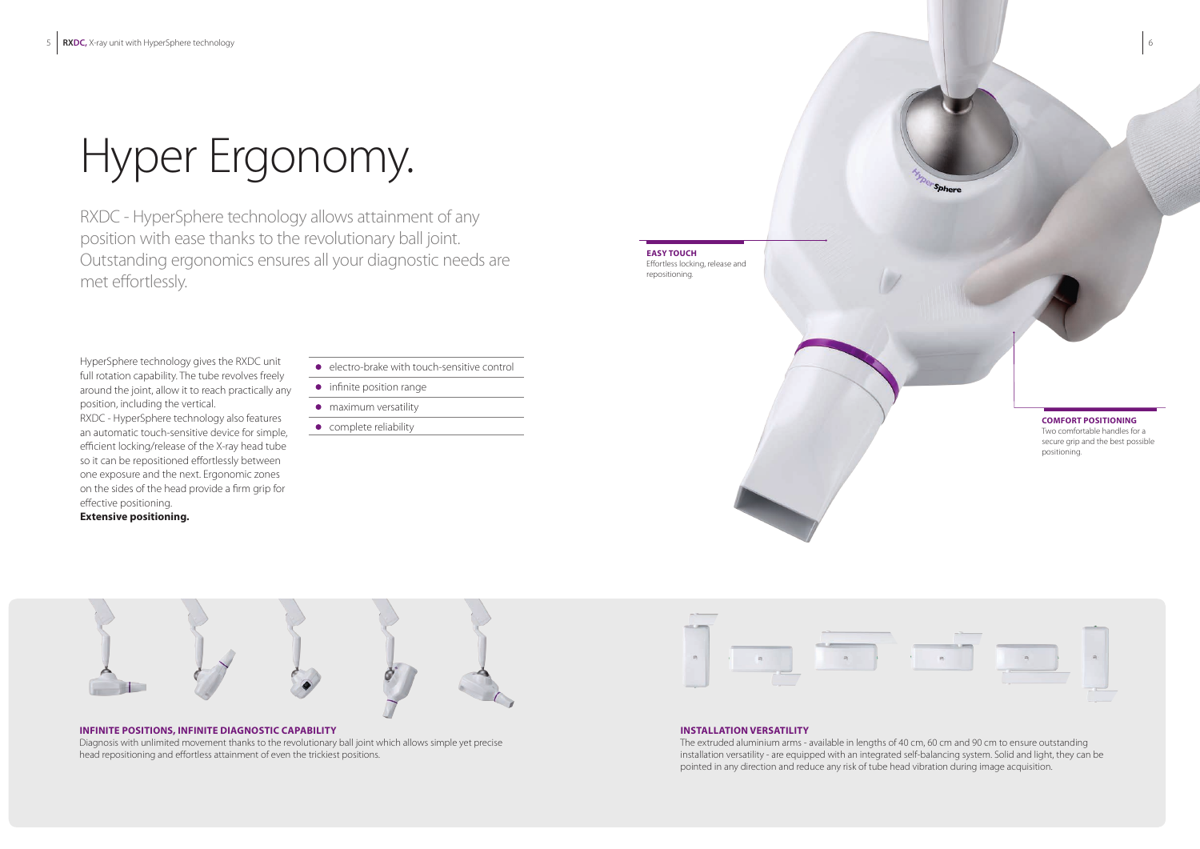# Hyper Ergonomy.

RXDC - HyperSphere technology allows attainment of any position with ease thanks to the revolutionary ball joint. Outstanding ergonomics ensures all your diagnostic needs are met effortlessly.

HyperSphere technology gives the RXDC unit full rotation capability. The tube revolves freely around the joint, allow it to reach practically any position, including the vertical.
RXDC - HyperSphere technology also features an automatic touch-sensitive device for simple, efficient locking/release of the X-ray head tube so it can be repositioned effortlessly between one exposure and the next. Ergonomic zones on the sides of the head provide a firm grip for effective positioning.
**Extensive positioning.**

- electro-brake with touch-sensitive control
- infinite position range
- maximum versatility
- complete reliability

**EASY TOUCH**
Effortless locking, release and repositioning.

**COMFORT POSITIONING**
Two comfortable handles for a secure grip and the best possible positioning.

**INFINITE POSITIONS, INFINITE DIAGNOSTIC CAPABILITY**
Diagnosis with unlimited movement thanks to the revolutionary ball joint which allows simple yet precise head repositioning and effortless attainment of even the trickiest positions.

**INSTALLATION VERSATILITY**
The extruded aluminium arms - available in lengths of 40 cm, 60 cm and 90 cm to ensure outstanding installation versatility - are equipped with an integrated self-balancing system. Solid and light, they can be pointed in any direction and reduce any risk of tube head vibration during image acquisition.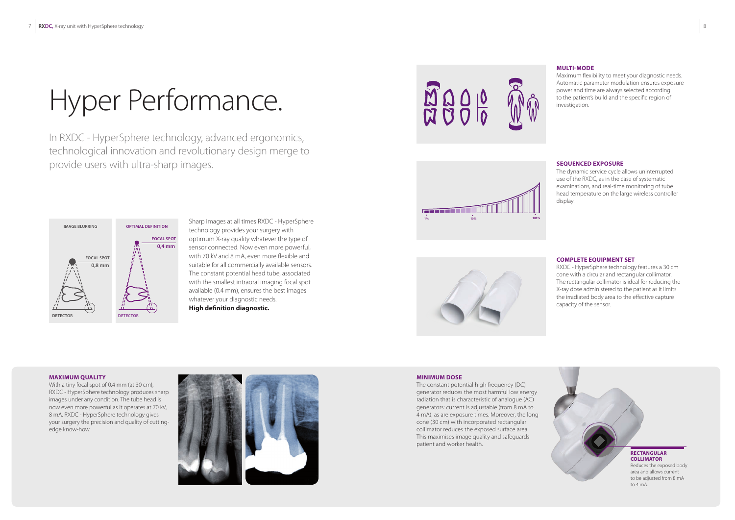# Hyper Performance.

In RXDC - HyperSphere technology, advanced ergonomics, technological innovation and revolutionary design merge to provide users with ultra-sharp images.

IMAGE BLURRING

FOCAL SPOT
0,8 mm

DETECTOR

OPTIMAL DEFINITION

FOCAL SPOT
0,4 mm

DETECTOR

Sharp images at all times RXDC - HyperSphere technology provides your surgery with optimum X-ray quality whatever the type of sensor connected. Now even more powerful, with 70 kV and 8 mA, even more flexible and suitable for all commercially available sensors. The constant potential head tube, associated with the smallest intraoral imaging focal spot available (0.4 mm), ensures the best images whatever your diagnostic needs.
**High definition diagnostic.**

### MULTI-MODE

Maximum flexibility to meet your diagnostic needs. Automatic parameter modulation ensures exposure power and time are always selected according to the patient's build and the specific region of investigation.

### SEQUENCED EXPOSURE

1%
10%
100%

The dynamic service cycle allows uninterrupted use of the RXDC, as in the case of systematic examinations, and real-time monitoring of tube head temperature on the large wireless controller display.

### COMPLETE EQUIPMENT SET

RXDC - HyperSphere technology features a 30 cm cone with a circular and rectangular collimator. The rectangular collimator is ideal for reducing the X-ray dose administered to the patient as it limits the irradiated body area to the effective capture capacity of the sensor.

### MAXIMUM QUALITY

With a tiny focal spot of 0.4 mm (at 30 cm), RXDC - HyperSphere technology produces sharp images under any condition. The tube head is now even more powerful as it operates at 70 kV, 8 mA. RXDC - HyperSphere technology gives your surgery the precision and quality of cutting-edge know-how.

### MINIMUM DOSE

The constant potential high frequency (DC) generator reduces the most harmful low energy radiation that is characteristic of analogue (AC) generators: current is adjustable (from 8 mA to 4 mA), as are exposure times. Moreover, the long cone (30 cm) with incorporated rectangular collimator reduces the exposed surface area. This maximises image quality and safeguards patient and worker health.

**RECTANGULAR COLLIMATOR**
Reduces the exposed body area and allows current to be adjusted from 8 mA to 4 mA.